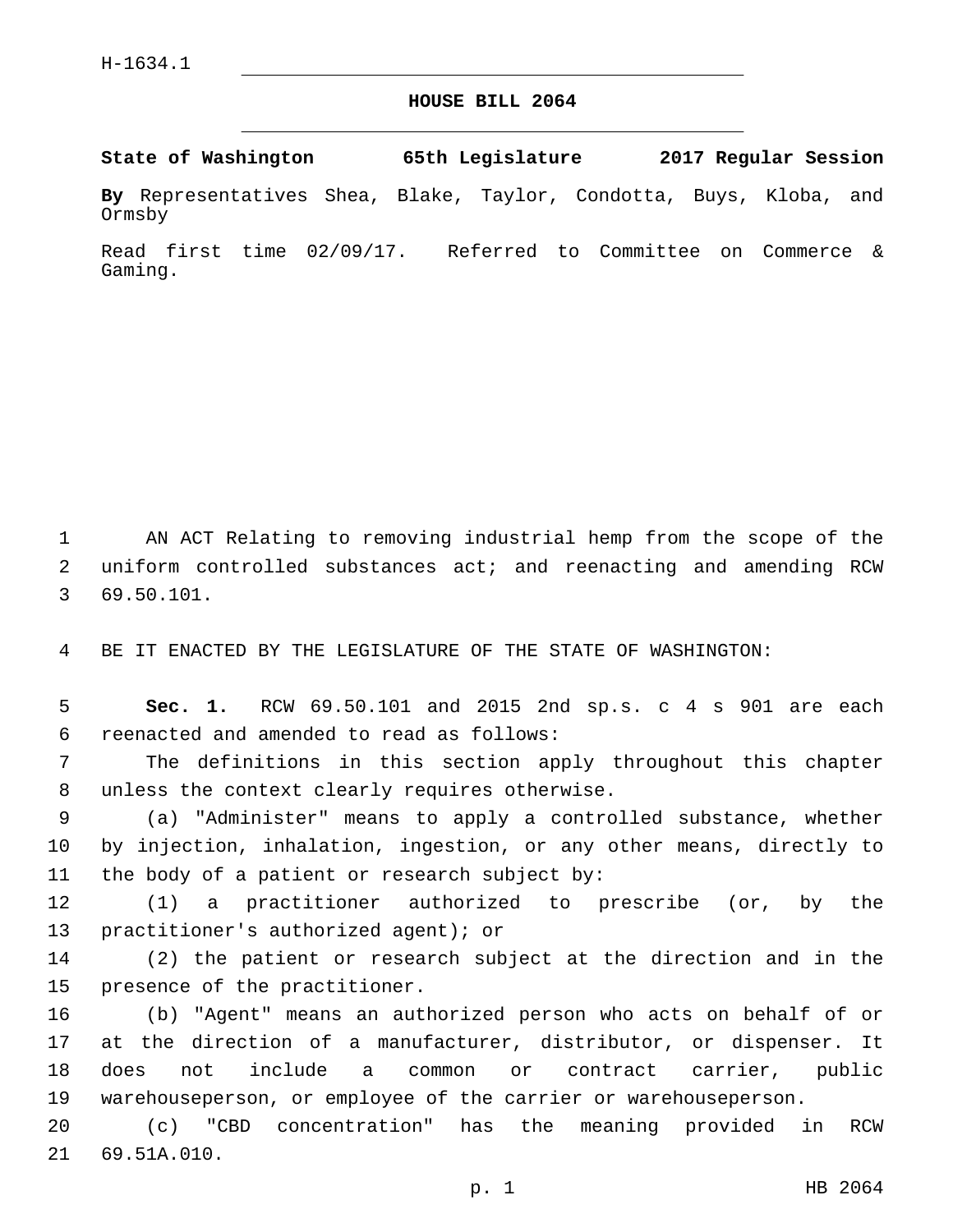H-1634.1

# HOUSE BILL 2064

**State of Washington 65th Legislature 2017 Regular Session**

**By** Representatives Shea, Blake, Taylor, Condotta, Buys, Kloba, and Ormsby

Read first time 02/09/17. Referred to Committee on Commerce & Gaming.

AN ACT Relating to removing industrial hemp from the scope of the uniform controlled substances act; and reenacting and amending RCW 69.50.101.

BE IT ENACTED BY THE LEGISLATURE OF THE STATE OF WASHINGTON:

**Sec. 1.** RCW 69.50.101 and 2015 2nd sp.s. c 4 s 901 are each reenacted and amended to read as follows:

The definitions in this section apply throughout this chapter unless the context clearly requires otherwise.

(a) "Administer" means to apply a controlled substance, whether by injection, inhalation, ingestion, or any other means, directly to the body of a patient or research subject by:

(1) a practitioner authorized to prescribe (or, by the practitioner's authorized agent); or

(2) the patient or research subject at the direction and in the presence of the practitioner.

(b) "Agent" means an authorized person who acts on behalf of or at the direction of a manufacturer, distributor, or dispenser. It does not include a common or contract carrier, public warehouseperson, or employee of the carrier or warehouseperson.

(c) "CBD concentration" has the meaning provided in RCW 69.51A.010.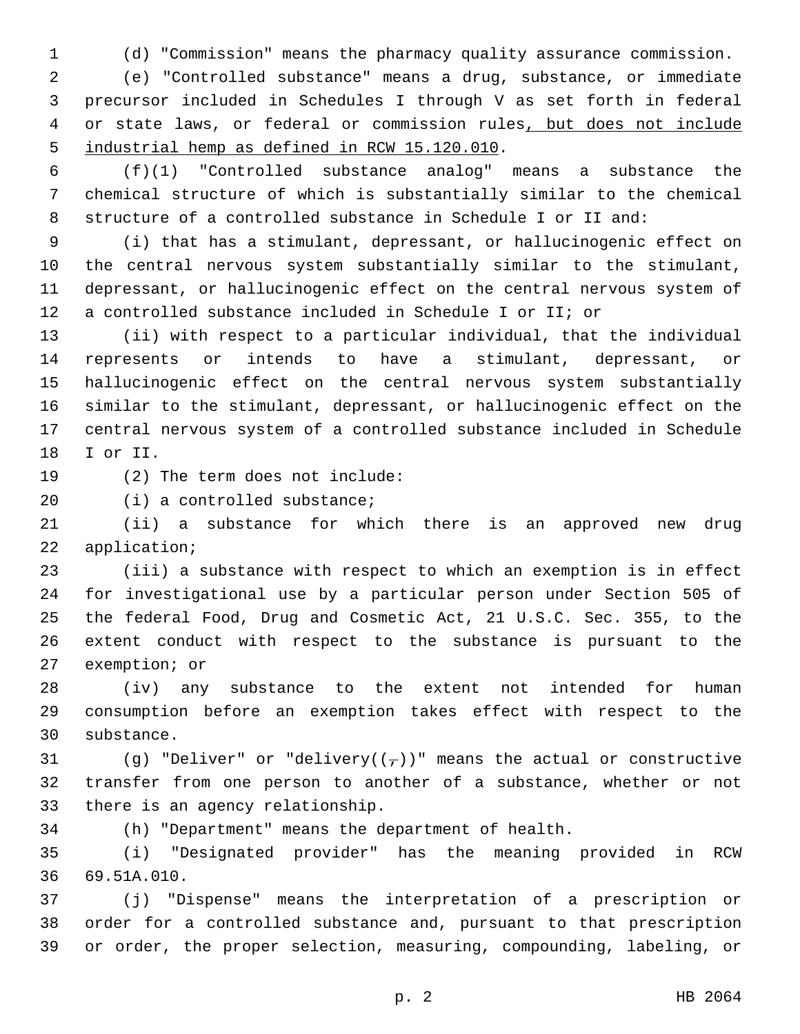(d) "Commission" means the pharmacy quality assurance commission.

(e) "Controlled substance" means a drug, substance, or immediate precursor included in Schedules I through V as set forth in federal or state laws, or federal or commission rules, but does not include industrial hemp as defined in RCW 15.120.010.

(f)(1) "Controlled substance analog" means a substance the chemical structure of which is substantially similar to the chemical structure of a controlled substance in Schedule I or II and:

(i) that has a stimulant, depressant, or hallucinogenic effect on the central nervous system substantially similar to the stimulant, depressant, or hallucinogenic effect on the central nervous system of a controlled substance included in Schedule I or II; or

(ii) with respect to a particular individual, that the individual represents or intends to have a stimulant, depressant, or hallucinogenic effect on the central nervous system substantially similar to the stimulant, depressant, or hallucinogenic effect on the central nervous system of a controlled substance included in Schedule I or II.

(2) The term does not include:

(i) a controlled substance;

(ii) a substance for which there is an approved new drug application;

(iii) a substance with respect to which an exemption is in effect for investigational use by a particular person under Section 505 of the federal Food, Drug and Cosmetic Act, 21 U.S.C. Sec. 355, to the extent conduct with respect to the substance is pursuant to the exemption; or

(iv) any substance to the extent not intended for human consumption before an exemption takes effect with respect to the substance.

(g) "Deliver" or "delivery((,))" means the actual or constructive transfer from one person to another of a substance, whether or not there is an agency relationship.

(h) "Department" means the department of health.

(i) "Designated provider" has the meaning provided in RCW 69.51A.010.

(j) "Dispense" means the interpretation of a prescription or order for a controlled substance and, pursuant to that prescription or order, the proper selection, measuring, compounding, labeling, or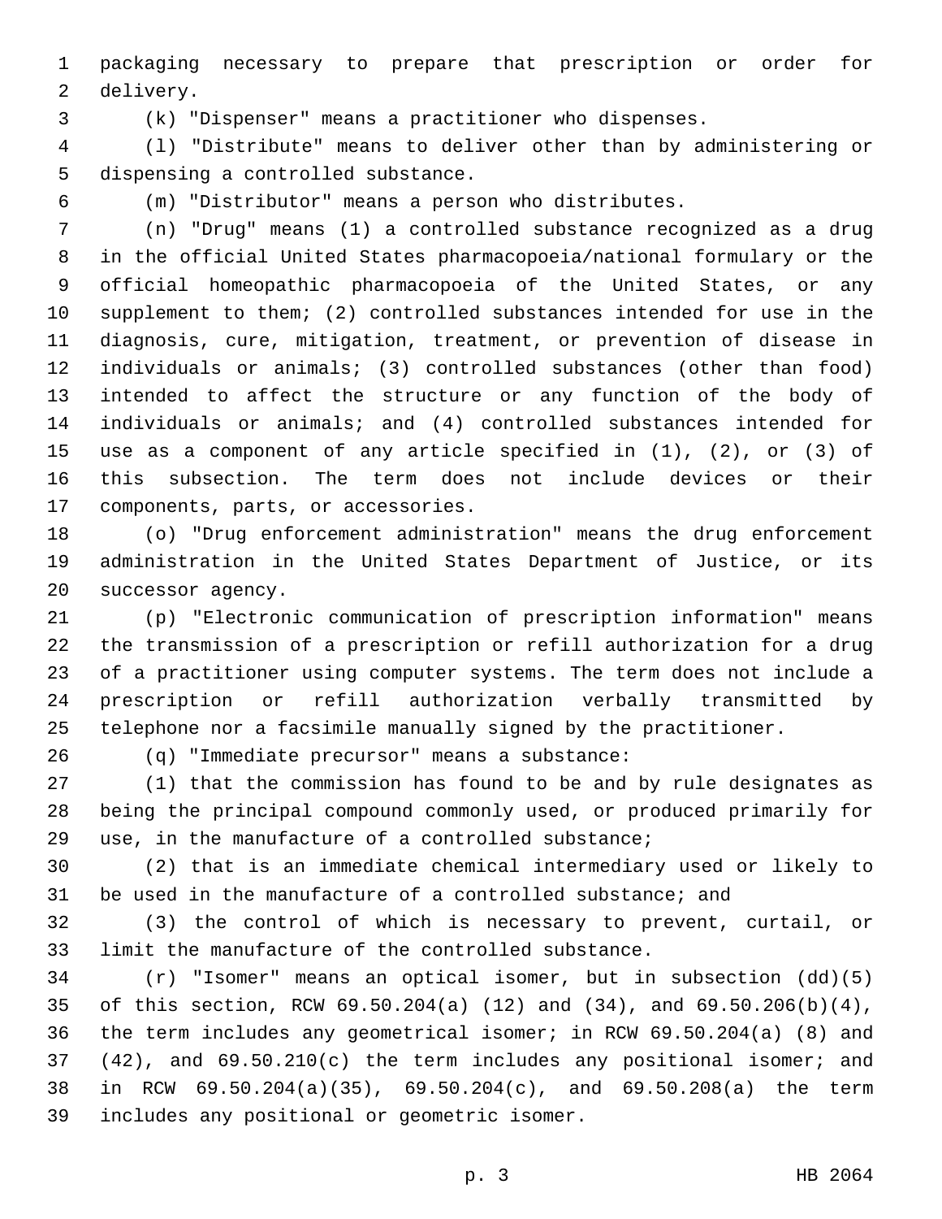packaging necessary to prepare that prescription or order for delivery.

(k) "Dispenser" means a practitioner who dispenses.

(l) "Distribute" means to deliver other than by administering or dispensing a controlled substance.

(m) "Distributor" means a person who distributes.

(n) "Drug" means (1) a controlled substance recognized as a drug in the official United States pharmacopoeia/national formulary or the official homeopathic pharmacopoeia of the United States, or any supplement to them; (2) controlled substances intended for use in the diagnosis, cure, mitigation, treatment, or prevention of disease in individuals or animals; (3) controlled substances (other than food) intended to affect the structure or any function of the body of individuals or animals; and (4) controlled substances intended for use as a component of any article specified in (1), (2), or (3) of this subsection. The term does not include devices or their components, parts, or accessories.

(o) "Drug enforcement administration" means the drug enforcement administration in the United States Department of Justice, or its successor agency.

(p) "Electronic communication of prescription information" means the transmission of a prescription or refill authorization for a drug of a practitioner using computer systems. The term does not include a prescription or refill authorization verbally transmitted by telephone nor a facsimile manually signed by the practitioner.

(q) "Immediate precursor" means a substance:

(1) that the commission has found to be and by rule designates as being the principal compound commonly used, or produced primarily for use, in the manufacture of a controlled substance;

(2) that is an immediate chemical intermediary used or likely to be used in the manufacture of a controlled substance; and

(3) the control of which is necessary to prevent, curtail, or limit the manufacture of the controlled substance.

(r) "Isomer" means an optical isomer, but in subsection (dd)(5) of this section, RCW 69.50.204(a) (12) and (34), and 69.50.206(b)(4), the term includes any geometrical isomer; in RCW 69.50.204(a) (8) and (42), and 69.50.210(c) the term includes any positional isomer; and in RCW 69.50.204(a)(35), 69.50.204(c), and 69.50.208(a) the term includes any positional or geometric isomer.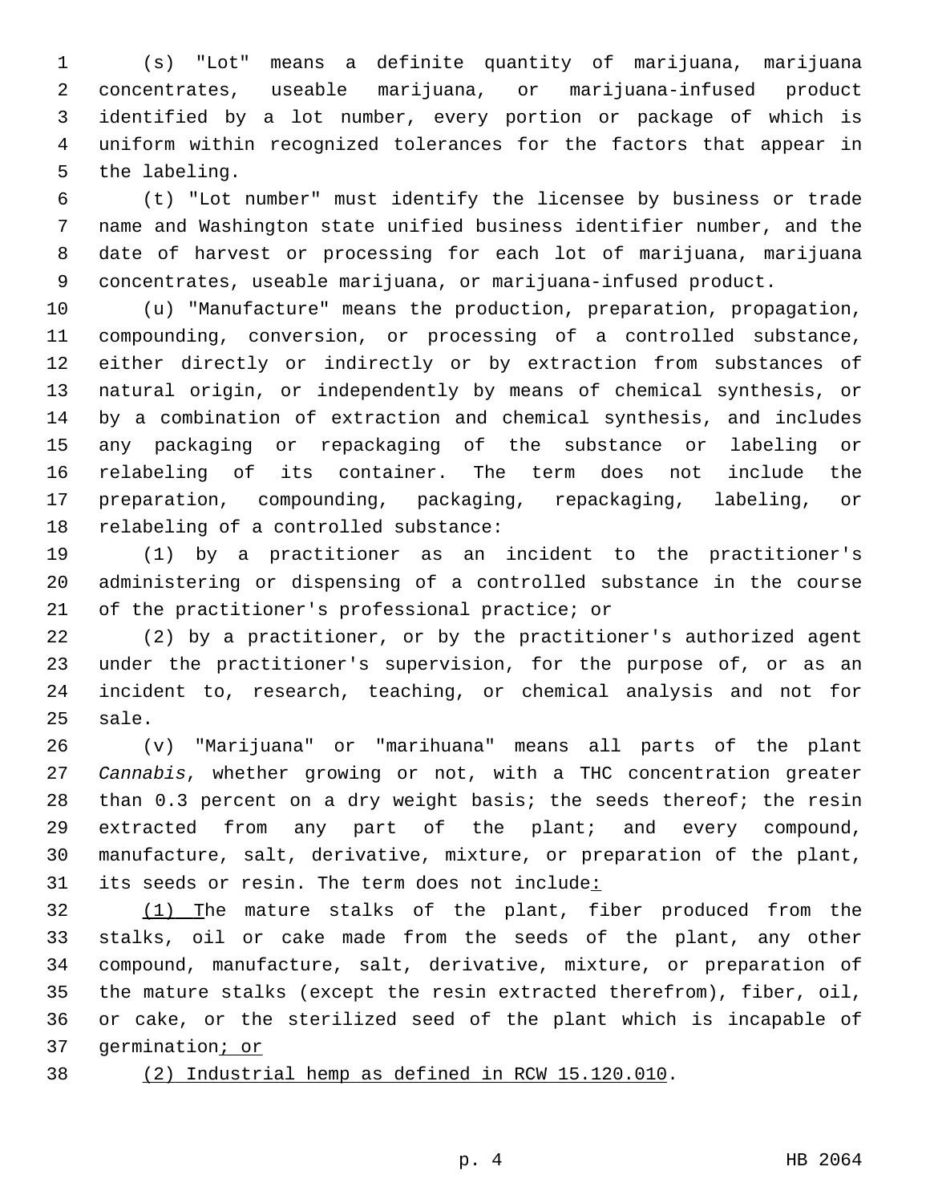(s) "Lot" means a definite quantity of marijuana, marijuana concentrates, useable marijuana, or marijuana-infused product identified by a lot number, every portion or package of which is uniform within recognized tolerances for the factors that appear in the labeling.

(t) "Lot number" must identify the licensee by business or trade name and Washington state unified business identifier number, and the date of harvest or processing for each lot of marijuana, marijuana concentrates, useable marijuana, or marijuana-infused product.

(u) "Manufacture" means the production, preparation, propagation, compounding, conversion, or processing of a controlled substance, either directly or indirectly or by extraction from substances of natural origin, or independently by means of chemical synthesis, or by a combination of extraction and chemical synthesis, and includes any packaging or repackaging of the substance or labeling or relabeling of its container. The term does not include the preparation, compounding, packaging, repackaging, labeling, or relabeling of a controlled substance:

(1) by a practitioner as an incident to the practitioner's administering or dispensing of a controlled substance in the course of the practitioner's professional practice; or

(2) by a practitioner, or by the practitioner's authorized agent under the practitioner's supervision, for the purpose of, or as an incident to, research, teaching, or chemical analysis and not for sale.

(v) "Marijuana" or "marihuana" means all parts of the plant *Cannabis*, whether growing or not, with a THC concentration greater than 0.3 percent on a dry weight basis; the seeds thereof; the resin extracted from any part of the plant; and every compound, manufacture, salt, derivative, mixture, or preparation of the plant, its seeds or resin. The term does not include:

(1) The mature stalks of the plant, fiber produced from the stalks, oil or cake made from the seeds of the plant, any other compound, manufacture, salt, derivative, mixture, or preparation of the mature stalks (except the resin extracted therefrom), fiber, oil, or cake, or the sterilized seed of the plant which is incapable of germination; or

(2) Industrial hemp as defined in RCW 15.120.010.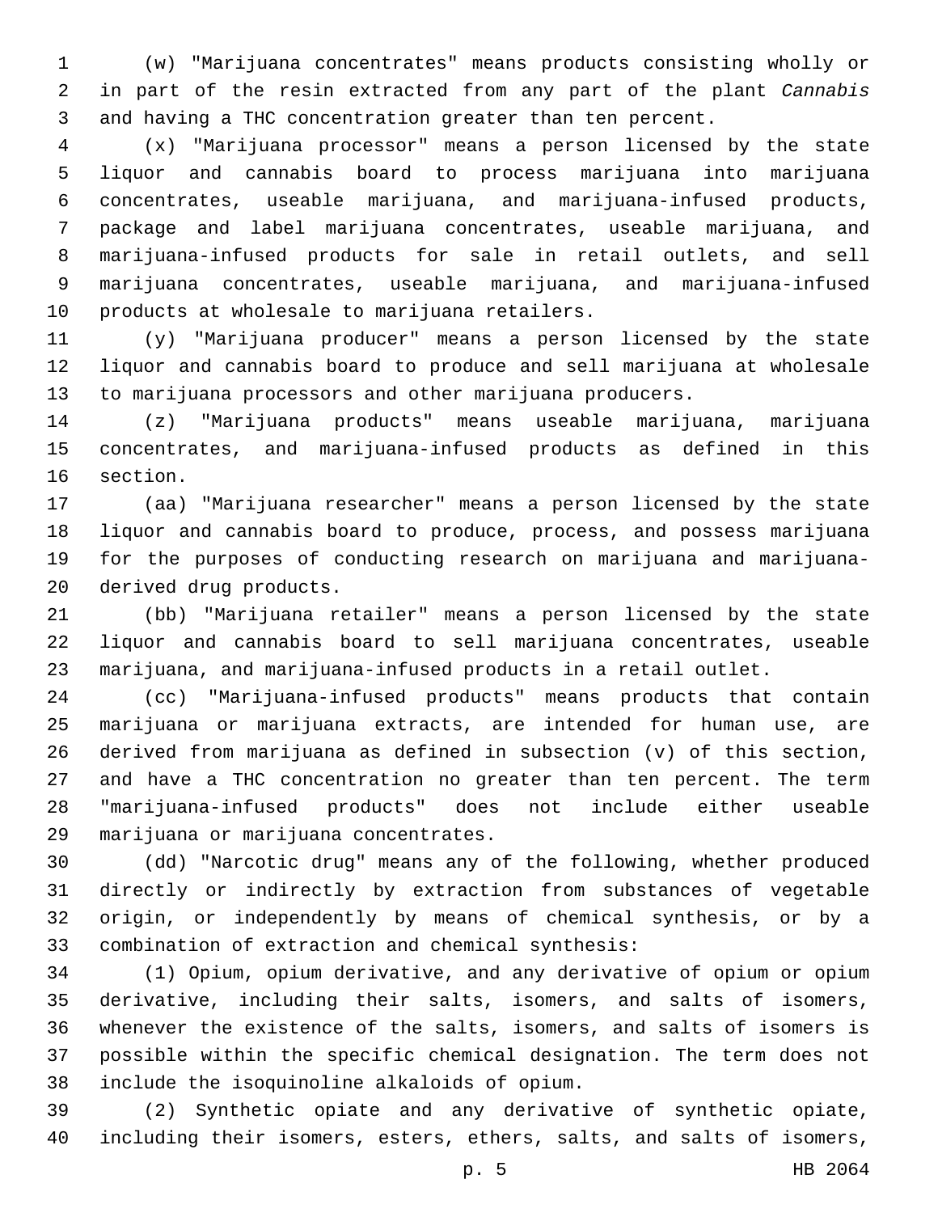(w) "Marijuana concentrates" means products consisting wholly or in part of the resin extracted from any part of the plant *Cannabis* and having a THC concentration greater than ten percent.

(x) "Marijuana processor" means a person licensed by the state liquor and cannabis board to process marijuana into marijuana concentrates, useable marijuana, and marijuana-infused products, package and label marijuana concentrates, useable marijuana, and marijuana-infused products for sale in retail outlets, and sell marijuana concentrates, useable marijuana, and marijuana-infused products at wholesale to marijuana retailers.

(y) "Marijuana producer" means a person licensed by the state liquor and cannabis board to produce and sell marijuana at wholesale to marijuana processors and other marijuana producers.

(z) "Marijuana products" means useable marijuana, marijuana concentrates, and marijuana-infused products as defined in this section.

(aa) "Marijuana researcher" means a person licensed by the state liquor and cannabis board to produce, process, and possess marijuana for the purposes of conducting research on marijuana and marijuana-derived drug products.

(bb) "Marijuana retailer" means a person licensed by the state liquor and cannabis board to sell marijuana concentrates, useable marijuana, and marijuana-infused products in a retail outlet.

(cc) "Marijuana-infused products" means products that contain marijuana or marijuana extracts, are intended for human use, are derived from marijuana as defined in subsection (v) of this section, and have a THC concentration no greater than ten percent. The term "marijuana-infused products" does not include either useable marijuana or marijuana concentrates.

(dd) "Narcotic drug" means any of the following, whether produced directly or indirectly by extraction from substances of vegetable origin, or independently by means of chemical synthesis, or by a combination of extraction and chemical synthesis:

(1) Opium, opium derivative, and any derivative of opium or opium derivative, including their salts, isomers, and salts of isomers, whenever the existence of the salts, isomers, and salts of isomers is possible within the specific chemical designation. The term does not include the isoquinoline alkaloids of opium.

(2) Synthetic opiate and any derivative of synthetic opiate, including their isomers, esters, ethers, salts, and salts of isomers,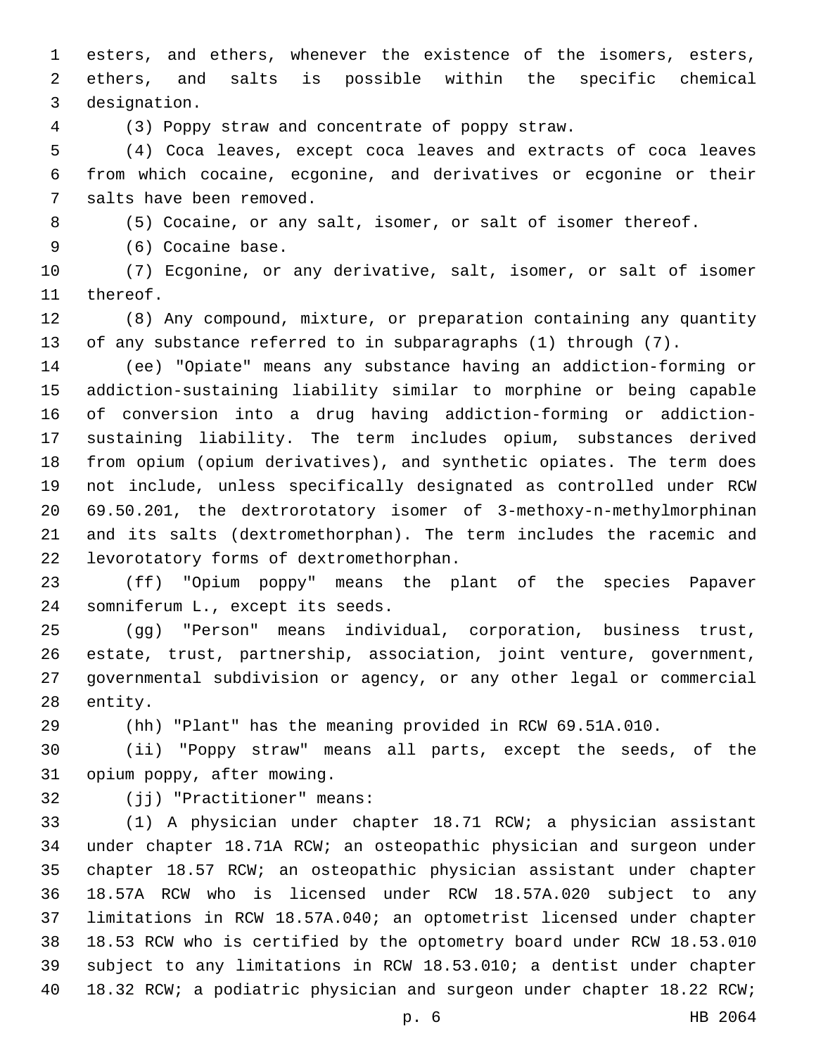esters, and ethers, whenever the existence of the isomers, esters, ethers, and salts is possible within the specific chemical designation.

(3) Poppy straw and concentrate of poppy straw.

(4) Coca leaves, except coca leaves and extracts of coca leaves from which cocaine, ecgonine, and derivatives or ecgonine or their salts have been removed.

(5) Cocaine, or any salt, isomer, or salt of isomer thereof.

(6) Cocaine base.

(7) Ecgonine, or any derivative, salt, isomer, or salt of isomer thereof.

(8) Any compound, mixture, or preparation containing any quantity of any substance referred to in subparagraphs (1) through (7).

(ee) "Opiate" means any substance having an addiction-forming or addiction-sustaining liability similar to morphine or being capable of conversion into a drug having addiction-forming or addiction-sustaining liability. The term includes opium, substances derived from opium (opium derivatives), and synthetic opiates. The term does not include, unless specifically designated as controlled under RCW 69.50.201, the dextrorotatory isomer of 3-methoxy-n-methylmorphinan and its salts (dextromethorphan). The term includes the racemic and levorotatory forms of dextromethorphan.

(ff) "Opium poppy" means the plant of the species Papaver somniferum L., except its seeds.

(gg) "Person" means individual, corporation, business trust, estate, trust, partnership, association, joint venture, government, governmental subdivision or agency, or any other legal or commercial entity.

(hh) "Plant" has the meaning provided in RCW 69.51A.010.

(ii) "Poppy straw" means all parts, except the seeds, of the opium poppy, after mowing.

(jj) "Practitioner" means:

(1) A physician under chapter 18.71 RCW; a physician assistant under chapter 18.71A RCW; an osteopathic physician and surgeon under chapter 18.57 RCW; an osteopathic physician assistant under chapter 18.57A RCW who is licensed under RCW 18.57A.020 subject to any limitations in RCW 18.57A.040; an optometrist licensed under chapter 18.53 RCW who is certified by the optometry board under RCW 18.53.010 subject to any limitations in RCW 18.53.010; a dentist under chapter 18.32 RCW; a podiatric physician and surgeon under chapter 18.22 RCW;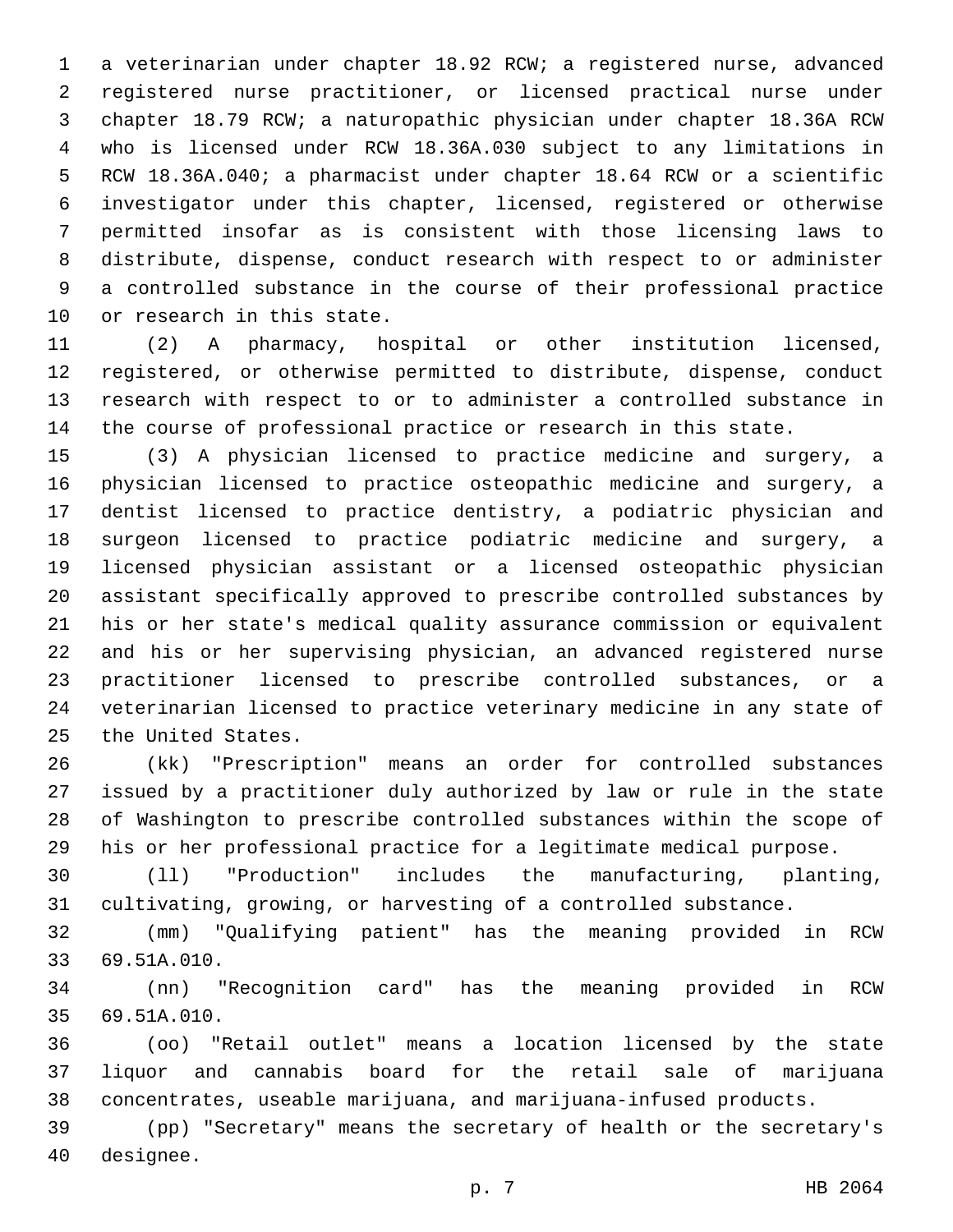a veterinarian under chapter 18.92 RCW; a registered nurse, advanced registered nurse practitioner, or licensed practical nurse under chapter 18.79 RCW; a naturopathic physician under chapter 18.36A RCW who is licensed under RCW 18.36A.030 subject to any limitations in RCW 18.36A.040; a pharmacist under chapter 18.64 RCW or a scientific investigator under this chapter, licensed, registered or otherwise permitted insofar as is consistent with those licensing laws to distribute, dispense, conduct research with respect to or administer a controlled substance in the course of their professional practice or research in this state.

(2) A pharmacy, hospital or other institution licensed, registered, or otherwise permitted to distribute, dispense, conduct research with respect to or to administer a controlled substance in the course of professional practice or research in this state.

(3) A physician licensed to practice medicine and surgery, a physician licensed to practice osteopathic medicine and surgery, a dentist licensed to practice dentistry, a podiatric physician and surgeon licensed to practice podiatric medicine and surgery, a licensed physician assistant or a licensed osteopathic physician assistant specifically approved to prescribe controlled substances by his or her state's medical quality assurance commission or equivalent and his or her supervising physician, an advanced registered nurse practitioner licensed to prescribe controlled substances, or a veterinarian licensed to practice veterinary medicine in any state of the United States.

(kk) "Prescription" means an order for controlled substances issued by a practitioner duly authorized by law or rule in the state of Washington to prescribe controlled substances within the scope of his or her professional practice for a legitimate medical purpose.

(ll) "Production" includes the manufacturing, planting, cultivating, growing, or harvesting of a controlled substance.

(mm) "Qualifying patient" has the meaning provided in RCW 69.51A.010.

(nn) "Recognition card" has the meaning provided in RCW 69.51A.010.

(oo) "Retail outlet" means a location licensed by the state liquor and cannabis board for the retail sale of marijuana concentrates, useable marijuana, and marijuana-infused products.

(pp) "Secretary" means the secretary of health or the secretary's designee.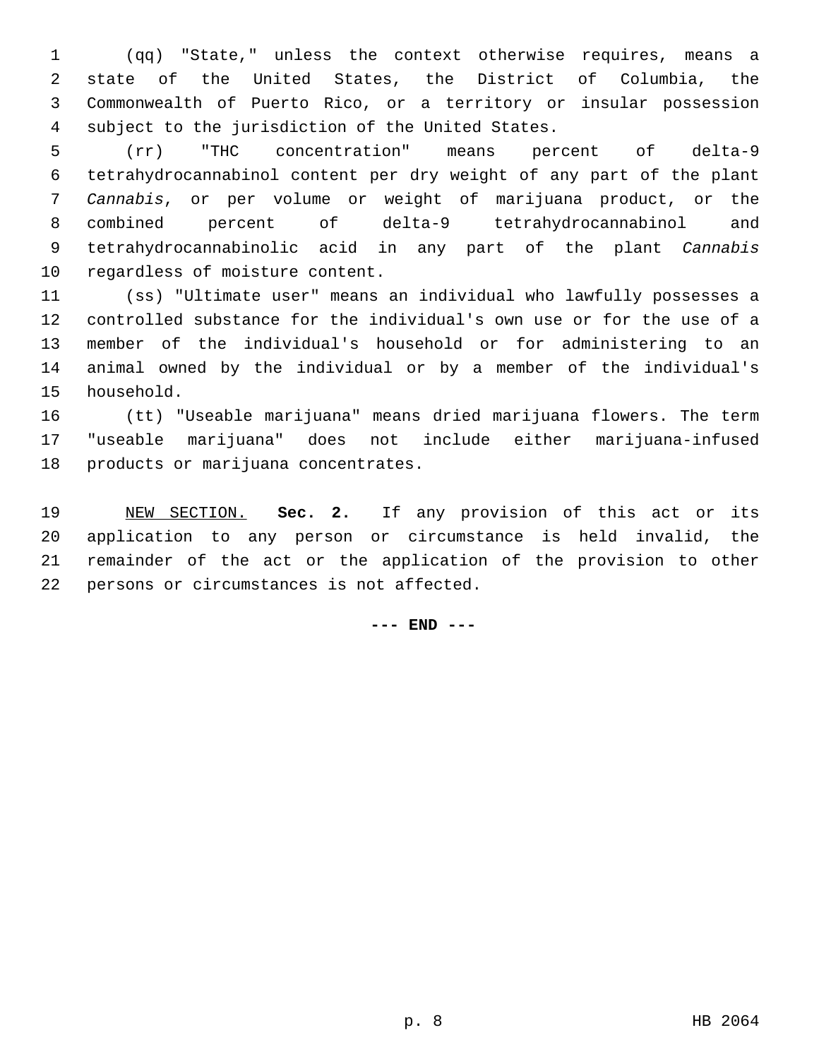(qq) "State," unless the context otherwise requires, means a state of the United States, the District of Columbia, the Commonwealth of Puerto Rico, or a territory or insular possession subject to the jurisdiction of the United States.

(rr) "THC concentration" means percent of delta-9 tetrahydrocannabinol content per dry weight of any part of the plant *Cannabis*, or per volume or weight of marijuana product, or the combined percent of delta-9 tetrahydrocannabinol and tetrahydrocannabinolic acid in any part of the plant *Cannabis* regardless of moisture content.

(ss) "Ultimate user" means an individual who lawfully possesses a controlled substance for the individual's own use or for the use of a member of the individual's household or for administering to an animal owned by the individual or by a member of the individual's household.

(tt) "Useable marijuana" means dried marijuana flowers. The term "useable marijuana" does not include either marijuana-infused products or marijuana concentrates.

<u>NEW SECTION.</u> **Sec. 2.** If any provision of this act or its application to any person or circumstance is held invalid, the remainder of the act or the application of the provision to other persons or circumstances is not affected.

**--- END ---**